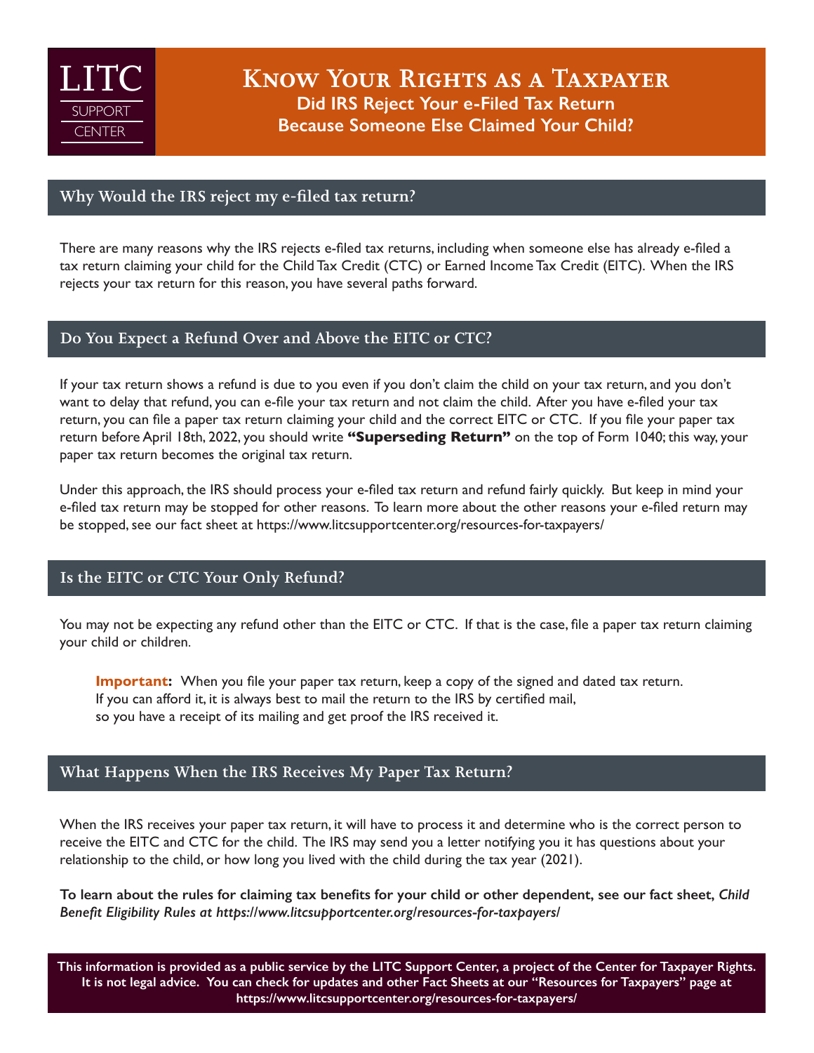LITC SUPPORT CENTER

# Know Your Rights as a Taxpayer

## Did IRS Reject Your e-Filed Tax Return Because Someone Else Claimed Your Child?

### Why Would the IRS reject my e-filed tax return?

There are many reasons why the IRS rejects e-filed tax returns, including when someone else has already e-filed a tax return claiming your child for the Child Tax Credit (CTC) or Earned Income Tax Credit (EITC). When the IRS rejects your tax return for this reason, you have several paths forward.

### Do You Expect a Refund Over and Above the EITC or CTC?

If your tax return shows a refund is due to you even if you don't claim the child on your tax return, and you don't want to delay that refund, you can e-file your tax return and not claim the child. After you have e-filed your tax return, you can file a paper tax return claiming your child and the correct EITC or CTC. If you file your paper tax return before April 18th, 2022, you should write **"Superseding Return"** on the top of Form 1040; this way, your paper tax return becomes the original tax return.

Under this approach, the IRS should process your e-filed tax return and refund fairly quickly. But keep in mind your e-filed tax return may be stopped for other reasons. To learn more about the other reasons your e-filed return may be stopped, see our fact sheet at https://www.litcsupportcenter.org/resources-for-taxpayers/

### Is the EITC or CTC Your Only Refund?

You may not be expecting any refund other than the EITC or CTC. If that is the case, file a paper tax return claiming your child or children.

> **Important:** When you file your paper tax return, keep a copy of the signed and dated tax return. If you can afford it, it is always best to mail the return to the IRS by certified mail, so you have a receipt of its mailing and get proof the IRS received it.

### What Happens When the IRS Receives My Paper Tax Return?

When the IRS receives your paper tax return, it will have to process it and determine who is the correct person to receive the EITC and CTC for the child. The IRS may send you a letter notifying you it has questions about your relationship to the child, or how long you lived with the child during the tax year (2021).

**To learn about the rules for claiming tax benefits for your child or other dependent, see our fact sheet, *Child Benefit Eligibility Rules at https://www.litcsupportcenter.org/resources-for-taxpayers/***

**This information is provided as a public service by the LITC Support Center, a project of the Center for Taxpayer Rights. It is not legal advice. You can check for updates and other Fact Sheets at our "Resources for Taxpayers" page at https://www.litcsupportcenter.org/resources-for-taxpayers/**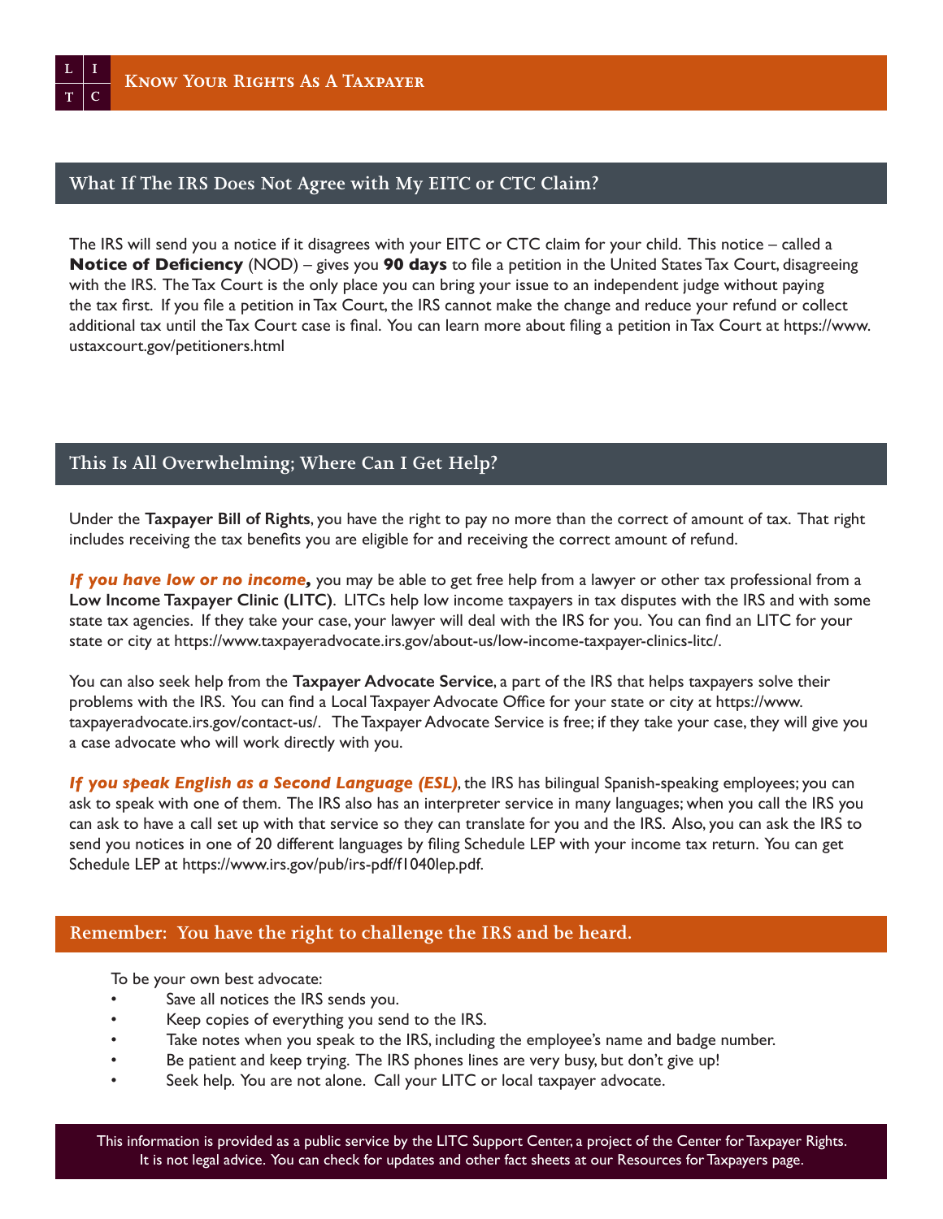## What If The IRS Does Not Agree with My EITC or CTC Claim?

The IRS will send you a notice if it disagrees with your EITC or CTC claim for your child. This notice – called a **Notice of Deficiency** (NOD) – gives you **90 days** to file a petition in the United States Tax Court, disagreeing with the IRS. The Tax Court is the only place you can bring your issue to an independent judge without paying the tax first. If you file a petition in Tax Court, the IRS cannot make the change and reduce your refund or collect additional tax until the Tax Court case is final. You can learn more about filing a petition in Tax Court at https://www.ustaxcourt.gov/petitioners.html

## This Is All Overwhelming; Where Can I Get Help?

Under the **Taxpayer Bill of Rights**, you have the right to pay no more than the correct of amount of tax. That right includes receiving the tax benefits you are eligible for and receiving the correct amount of refund.

***If you have low or no income,*** you may be able to get free help from a lawyer or other tax professional from a **Low Income Taxpayer Clinic (LITC)**. LITCs help low income taxpayers in tax disputes with the IRS and with some state tax agencies. If they take your case, your lawyer will deal with the IRS for you. You can find an LITC for your state or city at https://www.taxpayeradvocate.irs.gov/about-us/low-income-taxpayer-clinics-litc/.

You can also seek help from the **Taxpayer Advocate Service**, a part of the IRS that helps taxpayers solve their problems with the IRS. You can find a Local Taxpayer Advocate Office for your state or city at https://www.taxpayeradvocate.irs.gov/contact-us/. The Taxpayer Advocate Service is free; if they take your case, they will give you a case advocate who will work directly with you.

***If you speak English as a Second Language (ESL)***, the IRS has bilingual Spanish-speaking employees; you can ask to speak with one of them. The IRS also has an interpreter service in many languages; when you call the IRS you can ask to have a call set up with that service so they can translate for you and the IRS. Also, you can ask the IRS to send you notices in one of 20 different languages by filing Schedule LEP with your income tax return. You can get Schedule LEP at https://www.irs.gov/pub/irs-pdf/f1040lep.pdf.

## Remember: You have the right to challenge the IRS and be heard.

To be your own best advocate:

- Save all notices the IRS sends you.
- Keep copies of everything you send to the IRS.
- Take notes when you speak to the IRS, including the employee's name and badge number.
- Be patient and keep trying. The IRS phones lines are very busy, but don't give up!
- Seek help. You are not alone. Call your LITC or local taxpayer advocate.

This information is provided as a public service by the LITC Support Center, a project of the Center for Taxpayer Rights. It is not legal advice. You can check for updates and other fact sheets at our Resources for Taxpayers page.